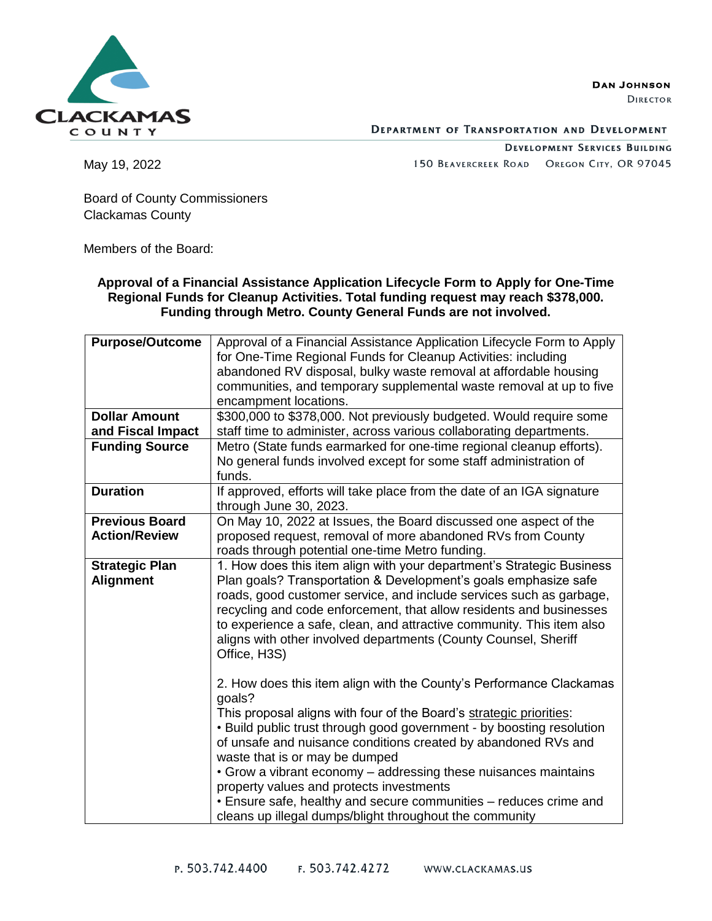CLACKAMAS COUNTY

**DAN JOHNSON**
DIRECTOR

DEPARTMENT OF TRANSPORTATION AND DEVELOPMENT

DEVELOPMENT SERVICES BUILDING
150 BEAVERCREEK ROAD OREGON CITY, OR 97045

May 19, 2022

Board of County Commissioners
Clackamas County

Members of the Board:

**Approval of a Financial Assistance Application Lifecycle Form to Apply for One-Time Regional Funds for Cleanup Activities. Total funding request may reach $378,000. Funding through Metro. County General Funds are not involved.**

| | |
|---|---|
| **Purpose/Outcome** | Approval of a Financial Assistance Application Lifecycle Form to Apply for One-Time Regional Funds for Cleanup Activities: including abandoned RV disposal, bulky waste removal at affordable housing communities, and temporary supplemental waste removal at up to five encampment locations. |
| **Dollar Amount and Fiscal Impact** | $300,000 to $378,000. Not previously budgeted. Would require some staff time to administer, across various collaborating departments. |
| **Funding Source** | Metro (State funds earmarked for one-time regional cleanup efforts). No general funds involved except for some staff administration of funds. |
| **Duration** | If approved, efforts will take place from the date of an IGA signature through June 30, 2023. |
| **Previous Board Action/Review** | On May 10, 2022 at Issues, the Board discussed one aspect of the proposed request, removal of more abandoned RVs from County roads through potential one-time Metro funding. |
| **Strategic Plan Alignment** | 1. How does this item align with your department's Strategic Business Plan goals? Transportation & Development's goals emphasize safe roads, good customer service, and include services such as garbage, recycling and code enforcement, that allow residents and businesses to experience a safe, clean, and attractive community. This item also aligns with other involved departments (County Counsel, Sheriff Office, H3S)<br><br>2. How does this item align with the County's Performance Clackamas goals?<br>This proposal aligns with four of the Board's strategic priorities:<br>• Build public trust through good government - by boosting resolution of unsafe and nuisance conditions created by abandoned RVs and waste that is or may be dumped<br>• Grow a vibrant economy – addressing these nuisances maintains property values and protects investments<br>• Ensure safe, healthy and secure communities – reduces crime and cleans up illegal dumps/blight throughout the community |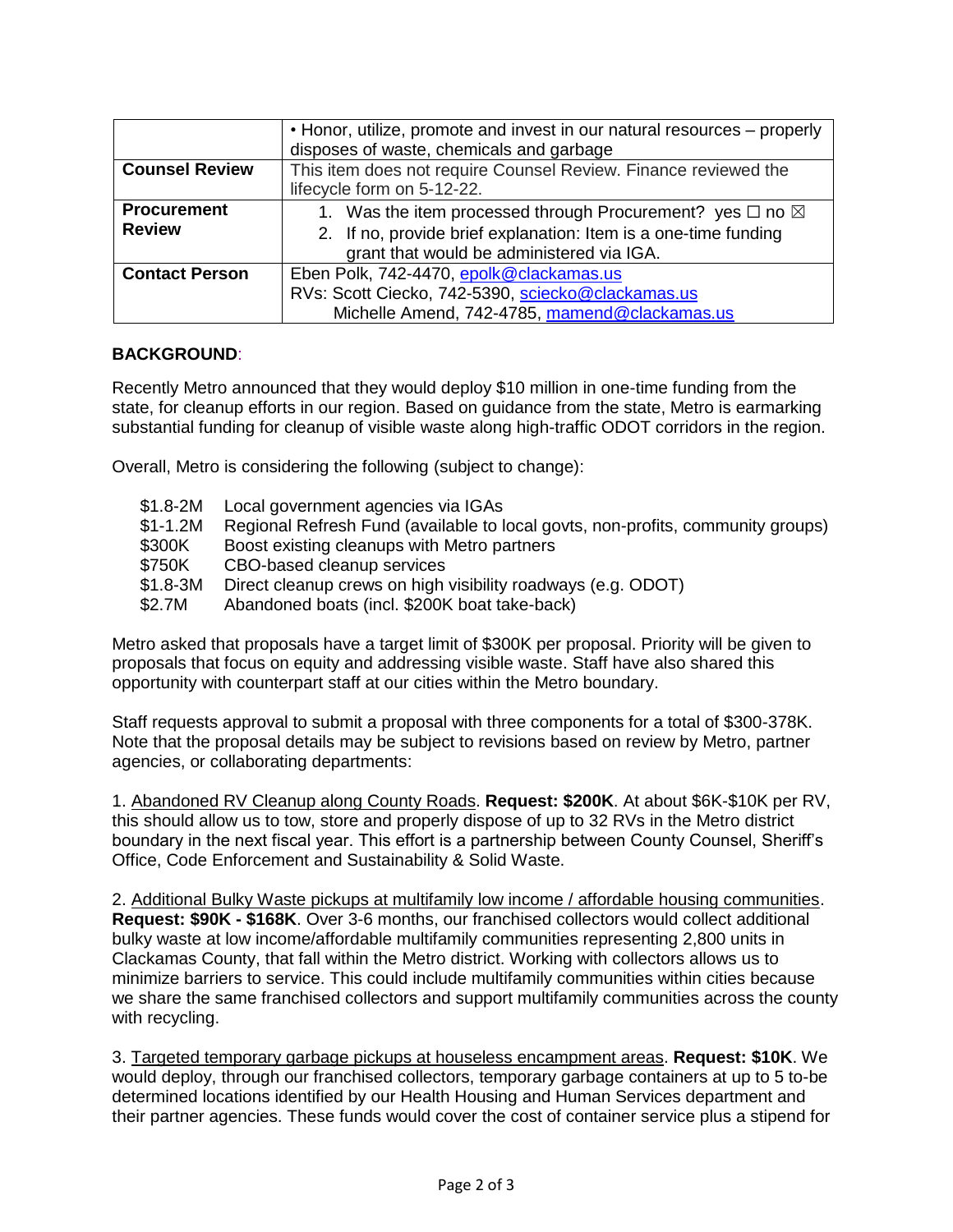| | • Honor, utilize, promote and invest in our natural resources – properly disposes of waste, chemicals and garbage |
|---|---|
| **Counsel Review** | This item does not require Counsel Review. Finance reviewed the lifecycle form on 5-12-22. |
| **Procurement Review** | 1. Was the item processed through Procurement? yes ☐ no ☒ 2. If no, provide brief explanation: Item is a one-time funding grant that would be administered via IGA. |
| **Contact Person** | Eben Polk, 742-4470, epolk@clackamas.us RVs: Scott Ciecko, 742-5390, sciecko@clackamas.us Michelle Amend, 742-4785, mamend@clackamas.us |

**BACKGROUND**:

Recently Metro announced that they would deploy $10 million in one-time funding from the state, for cleanup efforts in our region. Based on guidance from the state, Metro is earmarking substantial funding for cleanup of visible waste along high-traffic ODOT corridors in the region.

Overall, Metro is considering the following (subject to change):

- $1.8-2M Local government agencies via IGAs
- $1-1.2M Regional Refresh Fund (available to local govts, non-profits, community groups)
- $300K Boost existing cleanups with Metro partners
- $750K CBO-based cleanup services
- $1.8-3M Direct cleanup crews on high visibility roadways (e.g. ODOT)
- $2.7M Abandoned boats (incl. $200K boat take-back)

Metro asked that proposals have a target limit of $300K per proposal. Priority will be given to proposals that focus on equity and addressing visible waste. Staff have also shared this opportunity with counterpart staff at our cities within the Metro boundary.

Staff requests approval to submit a proposal with three components for a total of $300-378K. Note that the proposal details may be subject to revisions based on review by Metro, partner agencies, or collaborating departments:

1. Abandoned RV Cleanup along County Roads. **Request: $200K**. At about $6K-$10K per RV, this should allow us to tow, store and properly dispose of up to 32 RVs in the Metro district boundary in the next fiscal year. This effort is a partnership between County Counsel, Sheriff's Office, Code Enforcement and Sustainability & Solid Waste.

2. Additional Bulky Waste pickups at multifamily low income / affordable housing communities. **Request: $90K - $168K**. Over 3-6 months, our franchised collectors would collect additional bulky waste at low income/affordable multifamily communities representing 2,800 units in Clackamas County, that fall within the Metro district. Working with collectors allows us to minimize barriers to service. This could include multifamily communities within cities because we share the same franchised collectors and support multifamily communities across the county with recycling.

3. Targeted temporary garbage pickups at houseless encampment areas. **Request: $10K**. We would deploy, through our franchised collectors, temporary garbage containers at up to 5 to-be determined locations identified by our Health Housing and Human Services department and their partner agencies. These funds would cover the cost of container service plus a stipend for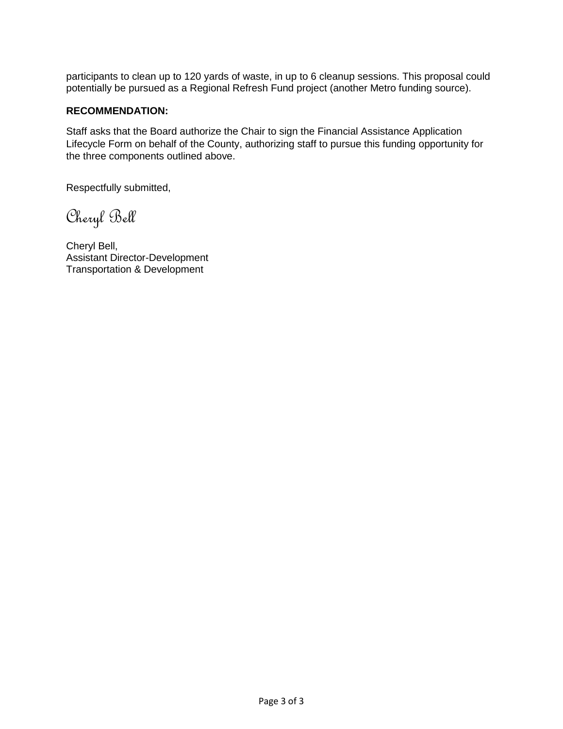participants to clean up to 120 yards of waste, in up to 6 cleanup sessions. This proposal could potentially be pursued as a Regional Refresh Fund project (another Metro funding source).

**RECOMMENDATION:**

Staff asks that the Board authorize the Chair to sign the Financial Assistance Application Lifecycle Form on behalf of the County, authorizing staff to pursue this funding opportunity for the three components outlined above.

Respectfully submitted,

*Cheryl Bell*

Cheryl Bell,
Assistant Director-Development
Transportation & Development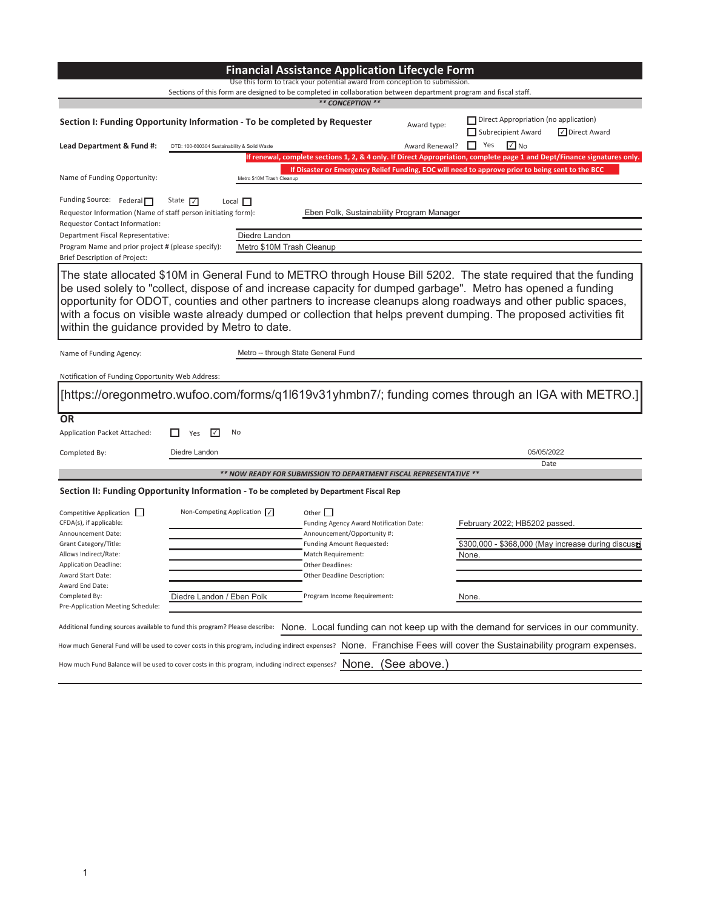# Financial Assistance Application Lifecycle Form

Use this form to track your potential award from conception to submission.

Sections of this form are designed to be completed in collaboration between department program and fiscal staff.

*** CONCEPTION ***

## Section I: Funding Opportunity Information - To be completed by Requester

Award type: ☐ Direct Appropriation (no application) ☐ Subrecipient Award ☑ Direct Award

**Lead Department & Fund #:** DTD: 100-600304 Sustainability & Solid Waste

Award Renewal? ☐ Yes ☑ No

**If renewal, complete sections 1, 2, & 4 only. If Direct Appropriation, complete page 1 and Dept/Finance signatures only.**

**If Disaster or Emergency Relief Funding, EOC will need to approve prior to being sent to the BCC**

Name of Funding Opportunity: Metro $10M Trash Cleanup

Funding Source: Federal ☐ State ☑ Local ☐

Requestor Information (Name of staff person initiating form): Eben Polk, Sustainability Program Manager

Requestor Contact Information:

Department Fiscal Representative: Diedre Landon

Program Name and prior project # (please specify): Metro $10M Trash Cleanup

Brief Description of Project:

The state allocated $10M in General Fund to METRO through House Bill 5202. The state required that the funding be used solely to "collect, dispose of and increase capacity for dumped garbage". Metro has opened a funding opportunity for ODOT, counties and other partners to increase cleanups along roadways and other public spaces, with a focus on visible waste already dumped or collection that helps prevent dumping. The proposed activities fit within the guidance provided by Metro to date.

Name of Funding Agency: Metro -- through State General Fund

Notification of Funding Opportunity Web Address:

[https://oregonmetro.wufoo.com/forms/q1l619v31yhmbn7/; funding comes through an IGA with METRO.]

**OR**

Application Packet Attached: ☐ Yes ☑ No

Completed By: Diedre Landon    Date: 05/05/2022

*** NOW READY FOR SUBMISSION TO DEPARTMENT FISCAL REPRESENTATIVE ***

## Section II: Funding Opportunity Information - To be completed by Department Fiscal Rep

Competitive Application ☐ Non-Competing Application ☑ Other ☐

| | | | |
|---|---|---|---|
| CFDA(s), if applicable: | | Funding Agency Award Notification Date: | February 2022; HB5202 passed. |
| Announcement Date: | | Announcement/Opportunity #: | |
| Grant Category/Title: | | Funding Amount Requested: | $300,000 - $368,000 (May increase during discuss |
| Allows Indirect/Rate: | | Match Requirement: | None. |
| Application Deadline: | | Other Deadlines: | |
| Award Start Date: | | Other Deadline Description: | |
| Award End Date: | | | |
| Completed By: | Diedre Landon / Eben Polk | Program Income Requirement: | None. |
| Pre-Application Meeting Schedule: | | | |

Additional funding sources available to fund this program? Please describe: None. Local funding can not keep up with the demand for services in our community.

How much General Fund will be used to cover costs in this program, including indirect expenses? None. Franchise Fees will cover the Sustainability program expenses.

How much Fund Balance will be used to cover costs in this program, including indirect expenses? None. (See above.)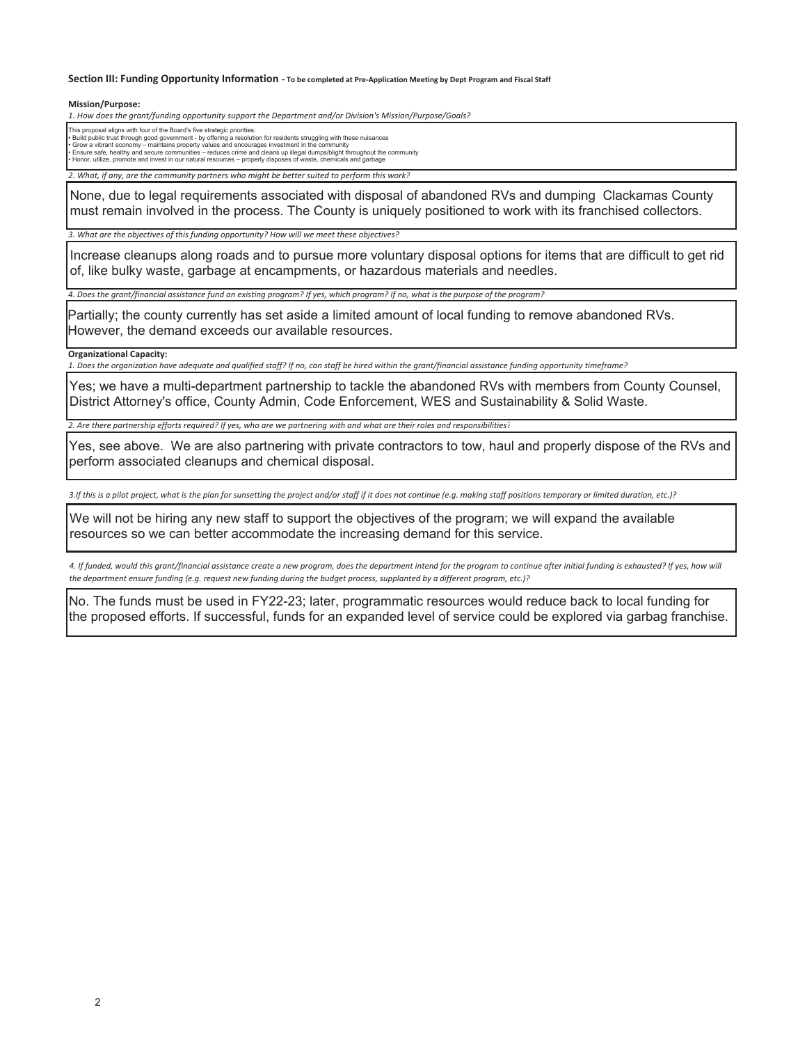**Section III: Funding Opportunity Information** - To be completed at Pre-Application Meeting by Dept Program and Fiscal Staff

**Mission/Purpose:**

*1. How does the grant/funding opportunity support the Department and/or Division's Mission/Purpose/Goals?*

This proposal aligns with four of the Board's five strategic priorities:
- Build public trust through good government - by offering a resolution for residents struggling with these nuisances
- Grow a vibrant economy – maintains property values and encourages investment in the community
- Ensure safe, healthy and secure communities – reduces crime and cleans up illegal dumps/blight throughout the community
- Honor, utilize, promote and invest in our natural resources – properly disposes of waste, chemicals and garbage

*2. What, if any, are the community partners who might be better suited to perform this work?*

None, due to legal requirements associated with disposal of abandoned RVs and dumping Clackamas County must remain involved in the process. The County is uniquely positioned to work with its franchised collectors.

*3. What are the objectives of this funding opportunity? How will we meet these objectives?*

Increase cleanups along roads and to pursue more voluntary disposal options for items that are difficult to get rid of, like bulky waste, garbage at encampments, or hazardous materials and needles.

*4. Does the grant/financial assistance fund an existing program? If yes, which program? If no, what is the purpose of the program?*

Partially; the county currently has set aside a limited amount of local funding to remove abandoned RVs. However, the demand exceeds our available resources.

**Organizational Capacity:**

*1. Does the organization have adequate and qualified staff? If no, can staff be hired within the grant/financial assistance funding opportunity timeframe?*

Yes; we have a multi-department partnership to tackle the abandoned RVs with members from County Counsel, District Attorney's office, County Admin, Code Enforcement, WES and Sustainability & Solid Waste.

*2. Are there partnership efforts required? If yes, who are we partnering with and what are their roles and responsibilities?*

Yes, see above. We are also partnering with private contractors to tow, haul and properly dispose of the RVs and perform associated cleanups and chemical disposal.

*3.If this is a pilot project, what is the plan for sunsetting the project and/or staff if it does not continue (e.g. making staff positions temporary or limited duration, etc.)?*

We will not be hiring any new staff to support the objectives of the program; we will expand the available resources so we can better accommodate the increasing demand for this service.

*4. If funded, would this grant/financial assistance create a new program, does the department intend for the program to continue after initial funding is exhausted? If yes, how will the department ensure funding (e.g. request new funding during the budget process, supplanted by a different program, etc.)?*

No. The funds must be used in FY22-23; later, programmatic resources would reduce back to local funding for the proposed efforts. If successful, funds for an expanded level of service could be explored via garbag franchise.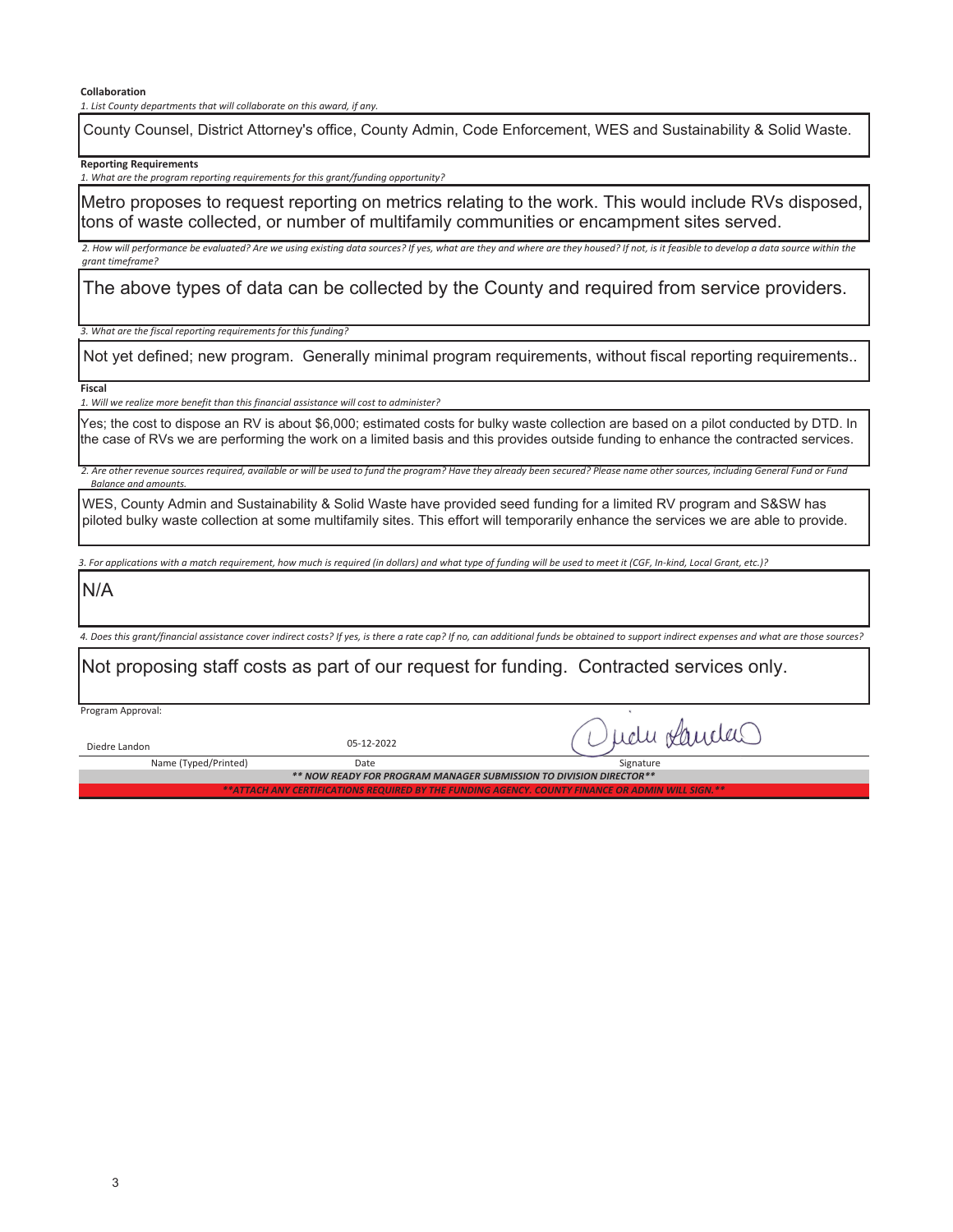**Collaboration**

*1. List County departments that will collaborate on this award, if any.*

County Counsel, District Attorney's office, County Admin, Code Enforcement, WES and Sustainability & Solid Waste.

**Reporting Requirements**

*1. What are the program reporting requirements for this grant/funding opportunity?*

Metro proposes to request reporting on metrics relating to the work. This would include RVs disposed, tons of waste collected, or number of multifamily communities or encampment sites served.

*2. How will performance be evaluated? Are we using existing data sources? If yes, what are they and where are they housed? If not, is it feasible to develop a data source within the grant timeframe?*

The above types of data can be collected by the County and required from service providers.

*3. What are the fiscal reporting requirements for this funding?*

Not yet defined; new program. Generally minimal program requirements, without fiscal reporting requirements..

**Fiscal**

*1. Will we realize more benefit than this financial assistance will cost to administer?*

Yes; the cost to dispose an RV is about $6,000; estimated costs for bulky waste collection are based on a pilot conducted by DTD. In the case of RVs we are performing the work on a limited basis and this provides outside funding to enhance the contracted services.

*2. Are other revenue sources required, available or will be used to fund the program? Have they already been secured? Please name other sources, including General Fund or Fund Balance and amounts.*

WES, County Admin and Sustainability & Solid Waste have provided seed funding for a limited RV program and S&SW has piloted bulky waste collection at some multifamily sites. This effort will temporarily enhance the services we are able to provide.

*3. For applications with a match requirement, how much is required (in dollars) and what type of funding will be used to meet it (CGF, In-kind, Local Grant, etc.)?*

N/A

*4. Does this grant/financial assistance cover indirect costs? If yes, is there a rate cap? If no, can additional funds be obtained to support indirect expenses and what are those sources?*

Not proposing staff costs as part of our request for funding. Contracted services only.

Program Approval:

| Diedre Landon | 05-12-2022 | Diedre Landon |
|---|---|---|
| Name (Typed/Printed) | Date | Signature |

***\*\* NOW READY FOR PROGRAM MANAGER SUBMISSION TO DIVISION DIRECTOR \*\****

***\*\*ATTACH ANY CERTIFICATIONS REQUIRED BY THE FUNDING AGENCY. COUNTY FINANCE OR ADMIN WILL SIGN.\*\****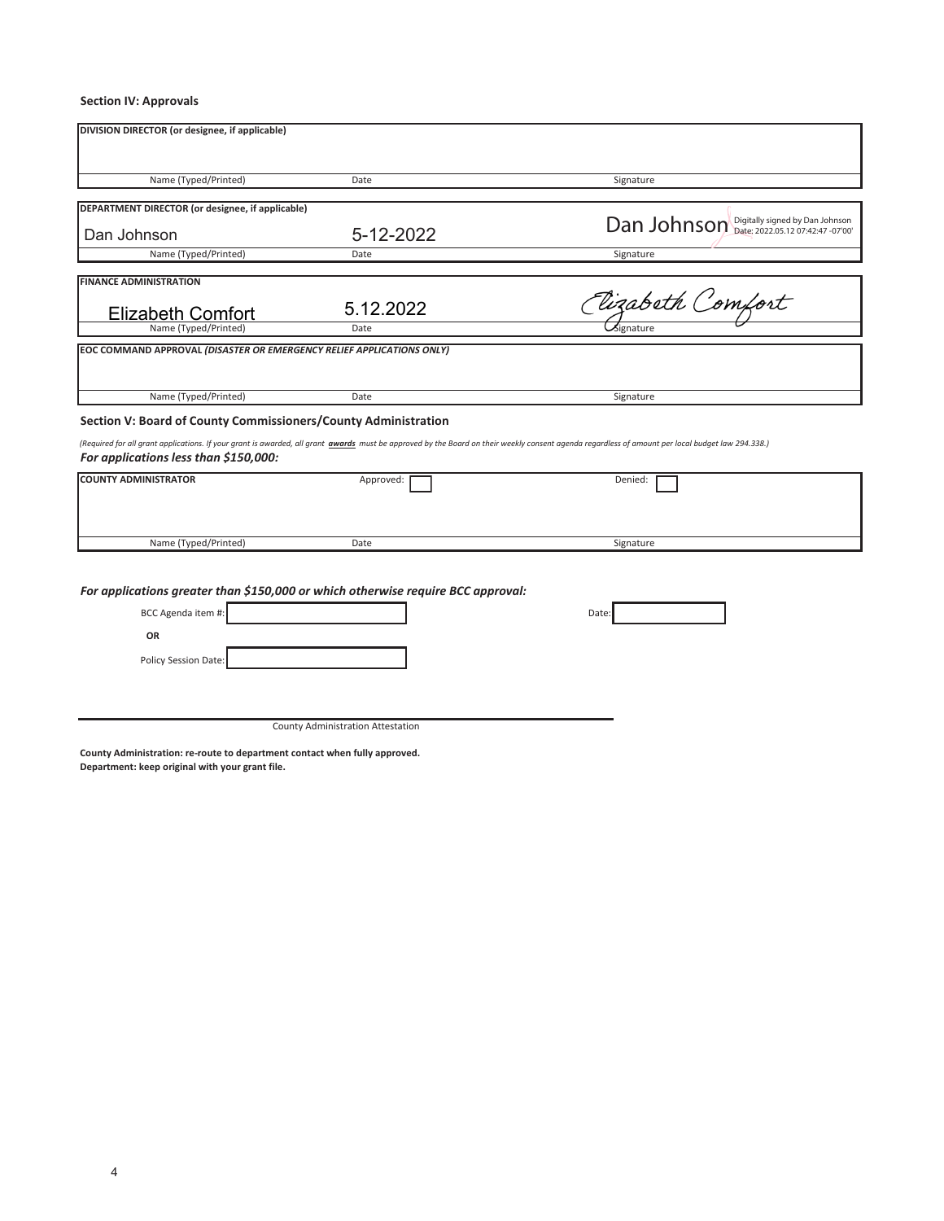**Section IV: Approvals**

| | | |
|---|---|---|
| **DIVISION DIRECTOR (or designee, if applicable)** | | |
| | | |
| Name (Typed/Printed) | Date | Signature |

| | | |
|---|---|---|
| **DEPARTMENT DIRECTOR (or designee, if applicable)** | | |
| Dan Johnson | 5-12-2022 | Dan Johnson Digitally signed by Dan Johnson Date: 2022.05.12 07:42:47 -07'00' |
| Name (Typed/Printed) | Date | Signature |

| | | |
|---|---|---|
| **FINANCE ADMINISTRATION** | | |
| Elizabeth Comfort | 5.12.2022 | Elizabeth Comfort |
| Name (Typed/Printed) | Date | Signature |

| | | |
|---|---|---|
| **EOC COMMAND APPROVAL *(DISASTER OR EMERGENCY RELIEF APPLICATIONS ONLY)*** | | |
| | | |
| Name (Typed/Printed) | Date | Signature |

**Section V: Board of County Commissioners/County Administration**

*(Required for all grant applications. If your grant is awarded, all grant **awards** must be approved by the Board on their weekly consent agenda regardless of amount per local budget law 294.338.)*

***For applications less than $150,000:***

| | | |
|---|---|---|
| **COUNTY ADMINISTRATOR** | Approved: ☐ | Denied: ☐ |
| | | |
| Name (Typed/Printed) | Date | Signature |

***For applications greater than $150,000 or which otherwise require BCC approval:***

BCC Agenda item #: ______________ Date: ______________

**OR**

Policy Session Date: ______________

County Administration Attestation

**County Administration: re-route to department contact when fully approved.**
**Department: keep original with your grant file.**